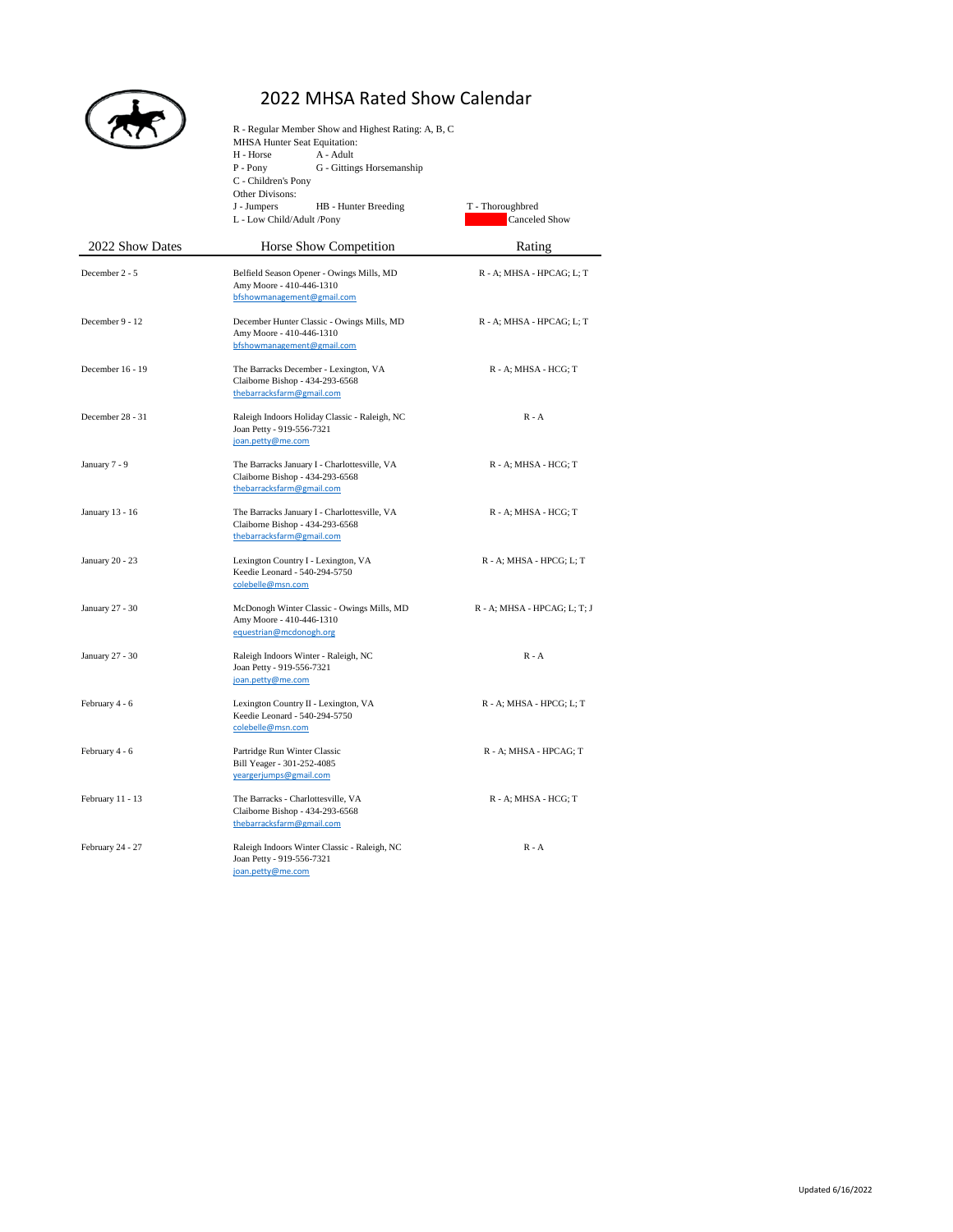# 2022 MHSA Rated Show Calendar

R - Regular Member Show and Highest Rating: A, B, C

MHSA Hunter Seat Equitation:

H - Horse A - Adult

P - Pony G - Gittings Horsemanship

C - Children's Pony

Other Divisons:

J - Jumpers HB - Hunter Breeding T - Thoroughbred

L - Low Child/Adult /Pony Canceled Show

| 2022 Show Dates | Horse Show Competition | Rating |
|---|---|---|
| December 2 - 5 | Belfield Season Opener - Owings Mills, MD<br>Amy Moore - 410-446-1310<br>bfshowmanagement@gmail.com | R - A; MHSA - HPCAG; L; T |
| December 9 - 12 | December Hunter Classic - Owings Mills, MD<br>Amy Moore - 410-446-1310<br>bfshowmanagement@gmail.com | R - A; MHSA - HPCAG; L; T |
| December 16 - 19 | The Barracks December - Lexington, VA<br>Claiborne Bishop - 434-293-6568<br>thebarracksfarm@gmail.com | R - A; MHSA - HCG; T |
| December 28 - 31 | Raleigh Indoors Holiday Classic - Raleigh, NC<br>Joan Petty - 919-556-7321<br>joan.petty@me.com | R - A |
| January 7 - 9 | The Barracks January I - Charlottesville, VA<br>Claiborne Bishop - 434-293-6568<br>thebarracksfarm@gmail.com | R - A; MHSA - HCG; T |
| January 13 - 16 | The Barracks January I - Charlottesville, VA<br>Claiborne Bishop - 434-293-6568<br>thebarracksfarm@gmail.com | R - A; MHSA - HCG; T |
| January 20 - 23 | Lexington Country I - Lexington, VA<br>Keedie Leonard - 540-294-5750<br>colebelle@msn.com | R - A; MHSA - HPCG; L; T |
| January 27 - 30 | McDonogh Winter Classic - Owings Mills, MD<br>Amy Moore - 410-446-1310<br>equestrian@mcdonogh.org | R - A; MHSA - HPCAG; L; T; J |
| January 27 - 30 | Raleigh Indoors Winter - Raleigh, NC<br>Joan Petty - 919-556-7321<br>joan.petty@me.com | R - A |
| February 4 - 6 | Lexington Country II - Lexington, VA<br>Keedie Leonard - 540-294-5750<br>colebelle@msn.com | R - A; MHSA - HPCG; L; T |
| February 4 - 6 | Partridge Run Winter Classic<br>Bill Yeager - 301-252-4085<br>yeargerjumps@gmail.com | R - A; MHSA - HPCAG; T |
| February 11 - 13 | The Barracks - Charlottesville, VA<br>Claiborne Bishop - 434-293-6568<br>thebarracksfarm@gmail.com | R - A; MHSA - HCG; T |
| February 24 - 27 | Raleigh Indoors Winter Classic - Raleigh, NC<br>Joan Petty - 919-556-7321<br>joan.petty@me.com | R - A |

Updated 6/16/2022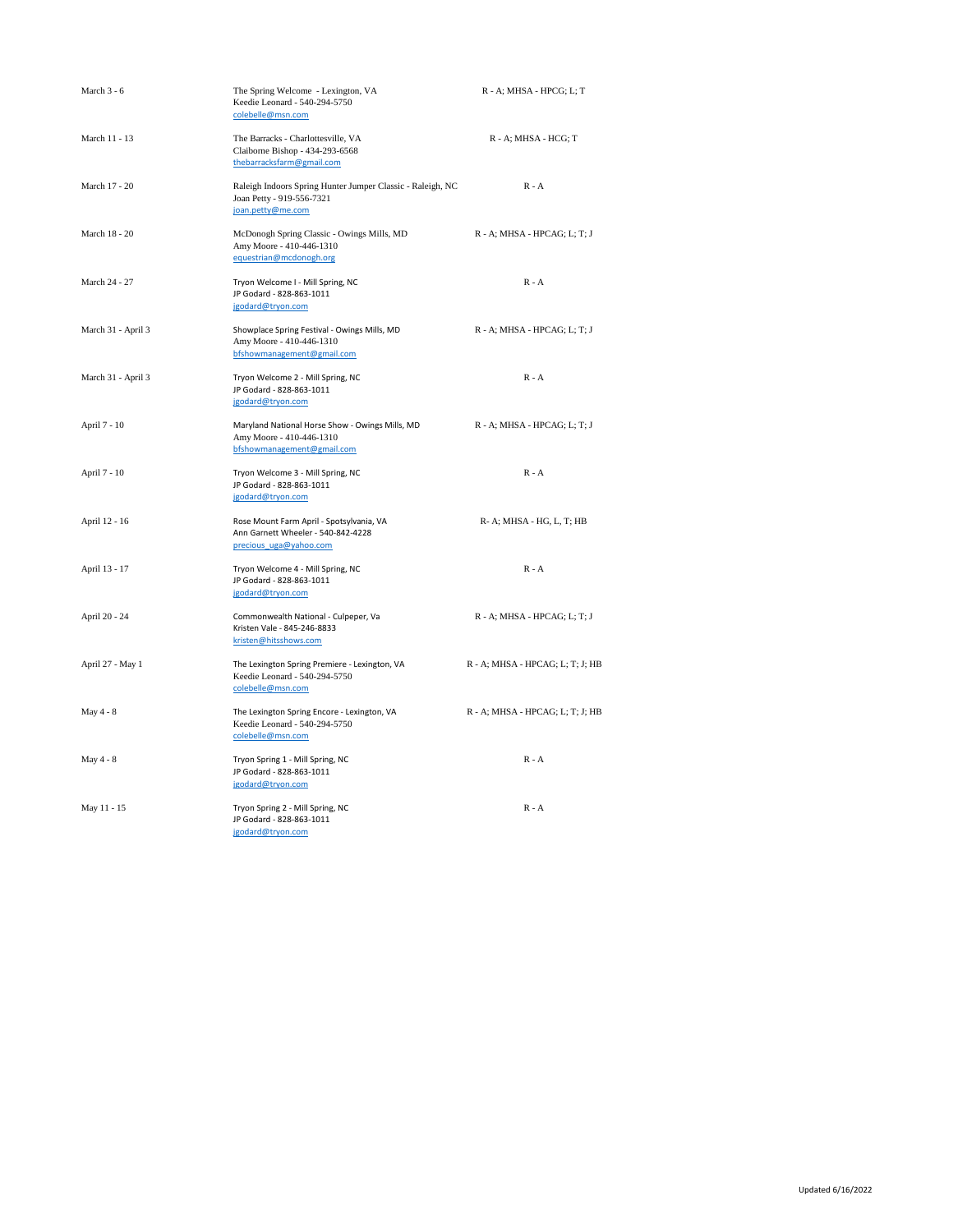| | | |
|---|---|---|
| March 3 - 6 | The Spring Welcome - Lexington, VA<br>Keedie Leonard - 540-294-5750<br>colebelle@msn.com | R - A; MHSA - HPCG; L; T |
| March 11 - 13 | The Barracks - Charlottesville, VA<br>Claiborne Bishop - 434-293-6568<br>thebarracksfarm@gmail.com | R - A; MHSA - HCG; T |
| March 17 - 20 | Raleigh Indoors Spring Hunter Jumper Classic - Raleigh, NC<br>Joan Petty - 919-556-7321<br>joan.petty@me.com | R - A |
| March 18 - 20 | McDonogh Spring Classic - Owings Mills, MD<br>Amy Moore - 410-446-1310<br>equestrian@mcdonogh.org | R - A; MHSA - HPCAG; L; T; J |
| March 24 - 27 | Tryon Welcome I - Mill Spring, NC<br>JP Godard - 828-863-1011<br>jgodard@tryon.com | R - A |
| March 31 - April 3 | Showplace Spring Festival - Owings Mills, MD<br>Amy Moore - 410-446-1310<br>bfshowmanagement@gmail.com | R - A; MHSA - HPCAG; L; T; J |
| March 31 - April 3 | Tryon Welcome 2 - Mill Spring, NC<br>JP Godard - 828-863-1011<br>jgodard@tryon.com | R - A |
| April 7 - 10 | Maryland National Horse Show - Owings Mills, MD<br>Amy Moore - 410-446-1310<br>bfshowmanagement@gmail.com | R - A; MHSA - HPCAG; L; T; J |
| April 7 - 10 | Tryon Welcome 3 - Mill Spring, NC<br>JP Godard - 828-863-1011<br>jgodard@tryon.com | R - A |
| April 12 - 16 | Rose Mount Farm April - Spotsylvania, VA<br>Ann Garnett Wheeler - 540-842-4228<br>precious_uga@yahoo.com | R- A; MHSA - HG, L, T; HB |
| April 13 - 17 | Tryon Welcome 4 - Mill Spring, NC<br>JP Godard - 828-863-1011<br>jgodard@tryon.com | R - A |
| April 20 - 24 | Commonwealth National - Culpeper, Va<br>Kristen Vale - 845-246-8833<br>kristen@hitsshows.com | R - A; MHSA - HPCAG; L; T; J |
| April 27 - May 1 | The Lexington Spring Premiere - Lexington, VA<br>Keedie Leonard - 540-294-5750<br>colebelle@msn.com | R - A; MHSA - HPCAG; L; T; J; HB |
| May 4 - 8 | The Lexington Spring Encore - Lexington, VA<br>Keedie Leonard - 540-294-5750<br>colebelle@msn.com | R - A; MHSA - HPCAG; L; T; J; HB |
| May 4 - 8 | Tryon Spring 1 - Mill Spring, NC<br>JP Godard - 828-863-1011<br>jgodard@tryon.com | R - A |
| May 11 - 15 | Tryon Spring 2 - Mill Spring, NC<br>JP Godard - 828-863-1011<br>jgodard@tryon.com | R - A |

Updated 6/16/2022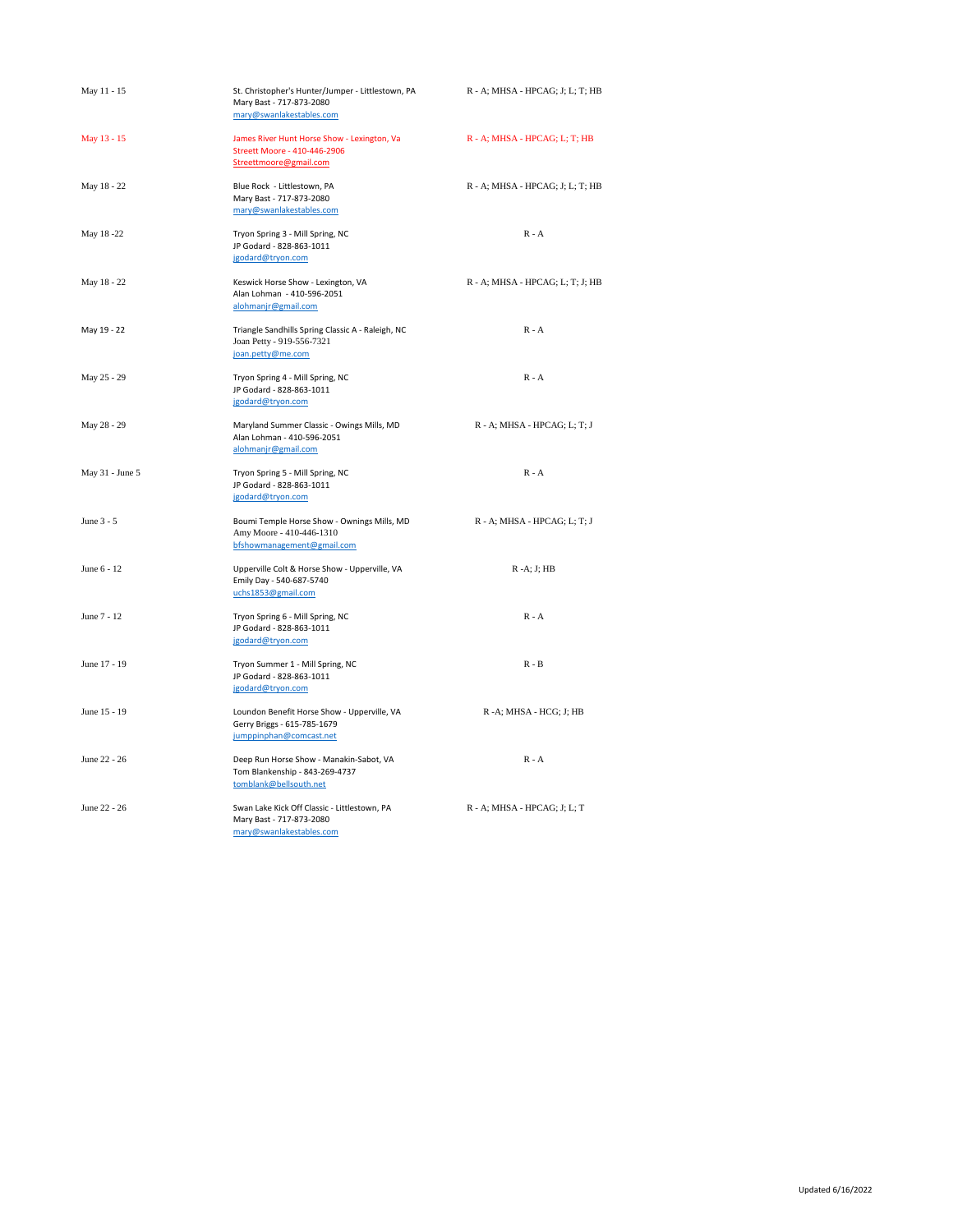| | | |
|---|---|---|
| May 11 - 15 | St. Christopher's Hunter/Jumper - Littlestown, PA<br>Mary Bast - 717-873-2080<br>mary@swanlakestables.com | R - A; MHSA - HPCAG; J; L; T; HB |
| May 13 - 15 | James River Hunt Horse Show - Lexington, Va<br>Streett Moore - 410-446-2906<br>Streettmoore@gmail.com | R - A; MHSA - HPCAG; L; T; HB |
| May 18 - 22 | Blue Rock - Littlestown, PA<br>Mary Bast - 717-873-2080<br>mary@swanlakestables.com | R - A; MHSA - HPCAG; J; L; T; HB |
| May 18 -22 | Tryon Spring 3 - Mill Spring, NC<br>JP Godard - 828-863-1011<br>jgodard@tryon.com | R - A |
| May 18 - 22 | Keswick Horse Show - Lexington, VA<br>Alan Lohman - 410-596-2051<br>alohmanjr@gmail.com | R - A; MHSA - HPCAG; L; T; J; HB |
| May 19 - 22 | Triangle Sandhills Spring Classic A - Raleigh, NC<br>Joan Petty - 919-556-7321<br>joan.petty@me.com | R - A |
| May 25 - 29 | Tryon Spring 4 - Mill Spring, NC<br>JP Godard - 828-863-1011<br>jgodard@tryon.com | R - A |
| May 28 - 29 | Maryland Summer Classic - Owings Mills, MD<br>Alan Lohman - 410-596-2051<br>alohmanjr@gmail.com | R - A; MHSA - HPCAG; L; T; J |
| May 31 - June 5 | Tryon Spring 5 - Mill Spring, NC<br>JP Godard - 828-863-1011<br>jgodard@tryon.com | R - A |
| June 3 - 5 | Boumi Temple Horse Show - Ownings Mills, MD<br>Amy Moore - 410-446-1310<br>bfshowmanagement@gmail.com | R - A; MHSA - HPCAG; L; T; J |
| June 6 - 12 | Upperville Colt & Horse Show - Upperville, VA<br>Emily Day - 540-687-5740<br>uchs1853@gmail.com | R -A; J; HB |
| June 7 - 12 | Tryon Spring 6 - Mill Spring, NC<br>JP Godard - 828-863-1011<br>jgodard@tryon.com | R - A |
| June 17 - 19 | Tryon Summer 1 - Mill Spring, NC<br>JP Godard - 828-863-1011<br>jgodard@tryon.com | R - B |
| June 15 - 19 | Loundon Benefit Horse Show - Upperville, VA<br>Gerry Briggs - 615-785-1679<br>jumppinphan@comcast.net | R -A; MHSA - HCG; J; HB |
| June 22 - 26 | Deep Run Horse Show - Manakin-Sabot, VA<br>Tom Blankenship - 843-269-4737<br>tomblank@bellsouth.net | R - A |
| June 22 - 26 | Swan Lake Kick Off Classic - Littlestown, PA<br>Mary Bast - 717-873-2080<br>mary@swanlakestables.com | R - A; MHSA - HPCAG; J; L; T |

Updated 6/16/2022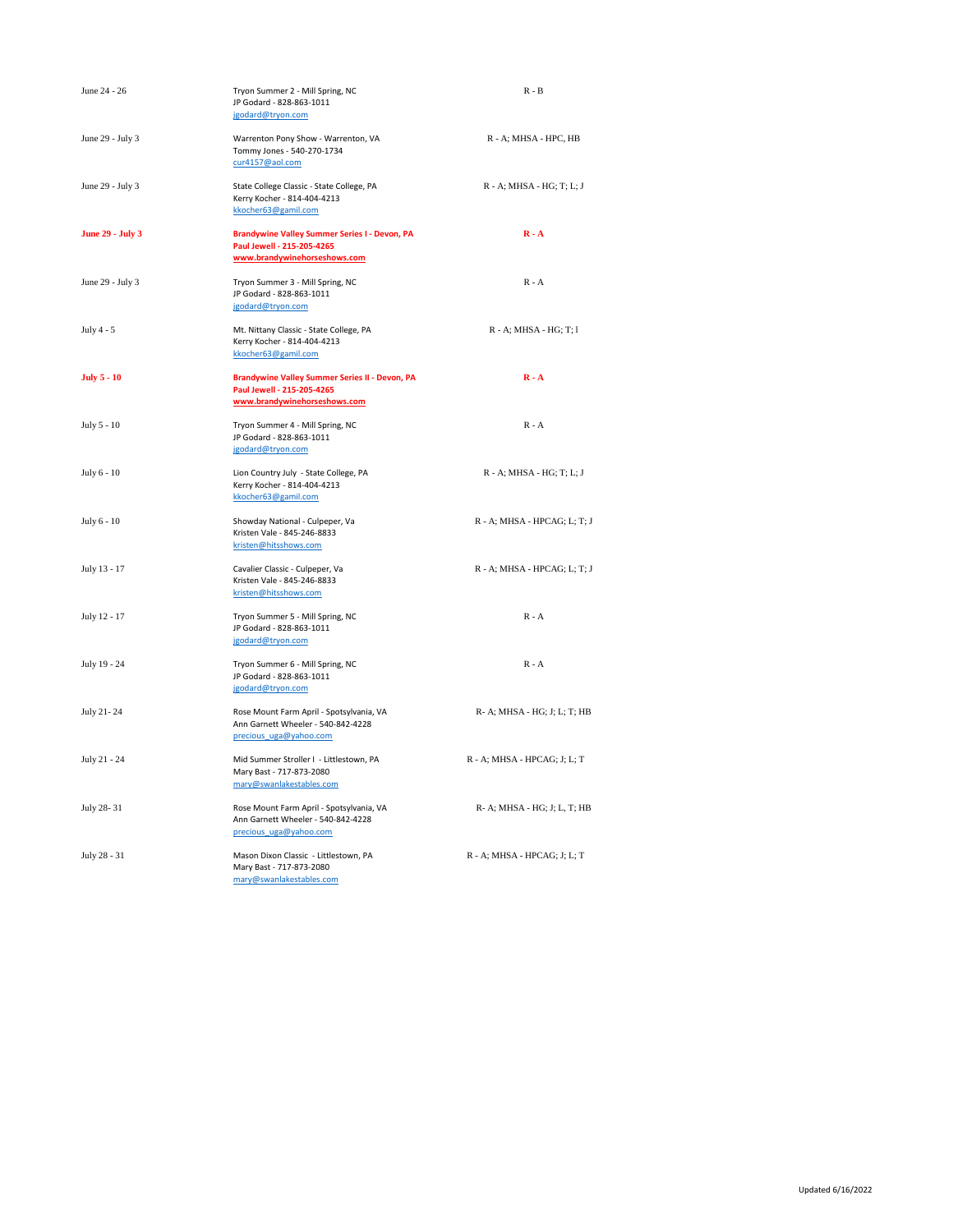| | | |
|---|---|---|
| June 24 - 26 | Tryon Summer 2 - Mill Spring, NC<br>JP Godard - 828-863-1011<br>jgodard@tryon.com | R - B |
| June 29 - July 3 | Warrenton Pony Show - Warrenton, VA<br>Tommy Jones - 540-270-1734<br>cur4157@aol.com | R - A; MHSA - HPC, HB |
| June 29 - July 3 | State College Classic - State College, PA<br>Kerry Kocher - 814-404-4213<br>kkocher63@gamil.com | R - A; MHSA - HG; T; L; J |
| **June 29 - July 3** | **Brandywine Valley Summer Series I - Devon, PA**<br>**Paul Jewell - 215-205-4265**<br>**www.brandywinehorseshows.com** | **R - A** |
| June 29 - July 3 | Tryon Summer 3 - Mill Spring, NC<br>JP Godard - 828-863-1011<br>jgodard@tryon.com | R - A |
| July 4 - 5 | Mt. Nittany Classic - State College, PA<br>Kerry Kocher - 814-404-4213<br>kkocher63@gamil.com | R - A; MHSA - HG; T; l |
| **July 5 - 10** | **Brandywine Valley Summer Series II - Devon, PA**<br>**Paul Jewell - 215-205-4265**<br>**www.brandywinehorseshows.com** | **R - A** |
| July 5 - 10 | Tryon Summer 4 - Mill Spring, NC<br>JP Godard - 828-863-1011<br>jgodard@tryon.com | R - A |
| July 6 - 10 | Lion Country July - State College, PA<br>Kerry Kocher - 814-404-4213<br>kkocher63@gamil.com | R - A; MHSA - HG; T; L; J |
| July 6 - 10 | Showday National - Culpeper, Va<br>Kristen Vale - 845-246-8833<br>kristen@hitsshows.com | R - A; MHSA - HPCAG; L; T; J |
| July 13 - 17 | Cavalier Classic - Culpeper, Va<br>Kristen Vale - 845-246-8833<br>kristen@hitsshows.com | R - A; MHSA - HPCAG; L; T; J |
| July 12 - 17 | Tryon Summer 5 - Mill Spring, NC<br>JP Godard - 828-863-1011<br>jgodard@tryon.com | R - A |
| July 19 - 24 | Tryon Summer 6 - Mill Spring, NC<br>JP Godard - 828-863-1011<br>jgodard@tryon.com | R - A |
| July 21- 24 | Rose Mount Farm April - Spotsylvania, VA<br>Ann Garnett Wheeler - 540-842-4228<br>precious_uga@yahoo.com | R- A; MHSA - HG; J; L; T; HB |
| July 21 - 24 | Mid Summer Stroller I - Littlestown, PA<br>Mary Bast - 717-873-2080<br>mary@swanlakestables.com | R - A; MHSA - HPCAG; J; L; T |
| July 28- 31 | Rose Mount Farm April - Spotsylvania, VA<br>Ann Garnett Wheeler - 540-842-4228<br>precious_uga@yahoo.com | R- A; MHSA - HG; J; L, T; HB |
| July 28 - 31 | Mason Dixon Classic - Littlestown, PA<br>Mary Bast - 717-873-2080<br>mary@swanlakestables.com | R - A; MHSA - HPCAG; J; L; T |

Updated 6/16/2022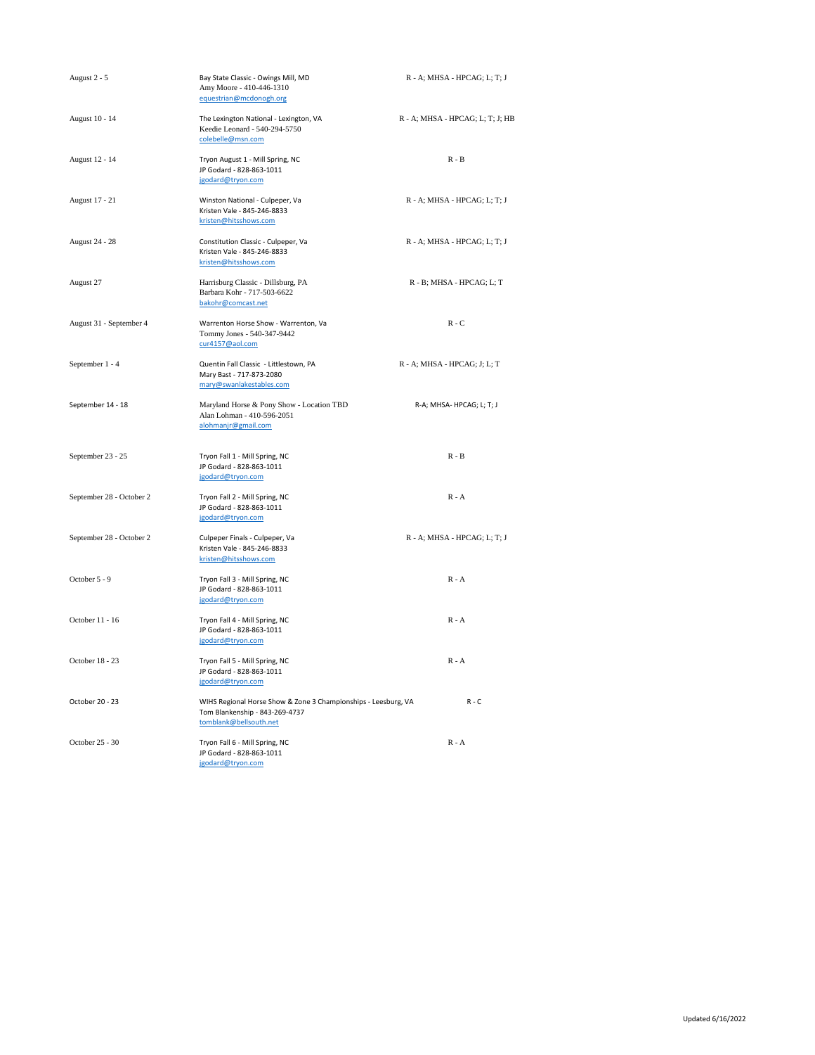| | | |
|---|---|---|
| August 2 - 5 | Bay State Classic - Owings Mill, MD<br>Amy Moore - 410-446-1310<br>equestrian@mcdonogh.org | R - A; MHSA - HPCAG; L; T; J |
| August 10 - 14 | The Lexington National - Lexington, VA<br>Keedie Leonard - 540-294-5750<br>colebelle@msn.com | R - A; MHSA - HPCAG; L; T; J; HB |
| August 12 - 14 | Tryon August 1 - Mill Spring, NC<br>JP Godard - 828-863-1011<br>jgodard@tryon.com | R - B |
| August 17 - 21 | Winston National - Culpeper, Va<br>Kristen Vale - 845-246-8833<br>kristen@hitsshows.com | R - A; MHSA - HPCAG; L; T; J |
| August 24 - 28 | Constitution Classic - Culpeper, Va<br>Kristen Vale - 845-246-8833<br>kristen@hitsshows.com | R - A; MHSA - HPCAG; L; T; J |
| August 27 | Harrisburg Classic - Dillsburg, PA<br>Barbara Kohr - 717-503-6622<br>bakohr@comcast.net | R - B; MHSA - HPCAG; L; T |
| August 31 - September 4 | Warrenton Horse Show - Warrenton, Va<br>Tommy Jones - 540-347-9442<br>cur4157@aol.com | R - C |
| September 1 - 4 | Quentin Fall Classic - Littlestown, PA<br>Mary Bast - 717-873-2080<br>mary@swanlakestables.com | R - A; MHSA - HPCAG; J; L; T |
| September 14 - 18 | Maryland Horse & Pony Show - Location TBD<br>Alan Lohman - 410-596-2051<br>alohmanjr@gmail.com | R-A; MHSA- HPCAG; L; T; J |
| September 23 - 25 | Tryon Fall 1 - Mill Spring, NC<br>JP Godard - 828-863-1011<br>jgodard@tryon.com | R - B |
| September 28 - October 2 | Tryon Fall 2 - Mill Spring, NC<br>JP Godard - 828-863-1011<br>jgodard@tryon.com | R - A |
| September 28 - October 2 | Culpeper Finals - Culpeper, Va<br>Kristen Vale - 845-246-8833<br>kristen@hitsshows.com | R - A; MHSA - HPCAG; L; T; J |
| October 5 - 9 | Tryon Fall 3 - Mill Spring, NC<br>JP Godard - 828-863-1011<br>jgodard@tryon.com | R - A |
| October 11 - 16 | Tryon Fall 4 - Mill Spring, NC<br>JP Godard - 828-863-1011<br>jgodard@tryon.com | R - A |
| October 18 - 23 | Tryon Fall 5 - Mill Spring, NC<br>JP Godard - 828-863-1011<br>jgodard@tryon.com | R - A |
| October 20 - 23 | WIHS Regional Horse Show & Zone 3 Championships - Leesburg, VA<br>Tom Blankenship - 843-269-4737<br>tomblank@bellsouth.net | R - C |
| October 25 - 30 | Tryon Fall 6 - Mill Spring, NC<br>JP Godard - 828-863-1011<br>jgodard@tryon.com | R - A |

Updated 6/16/2022